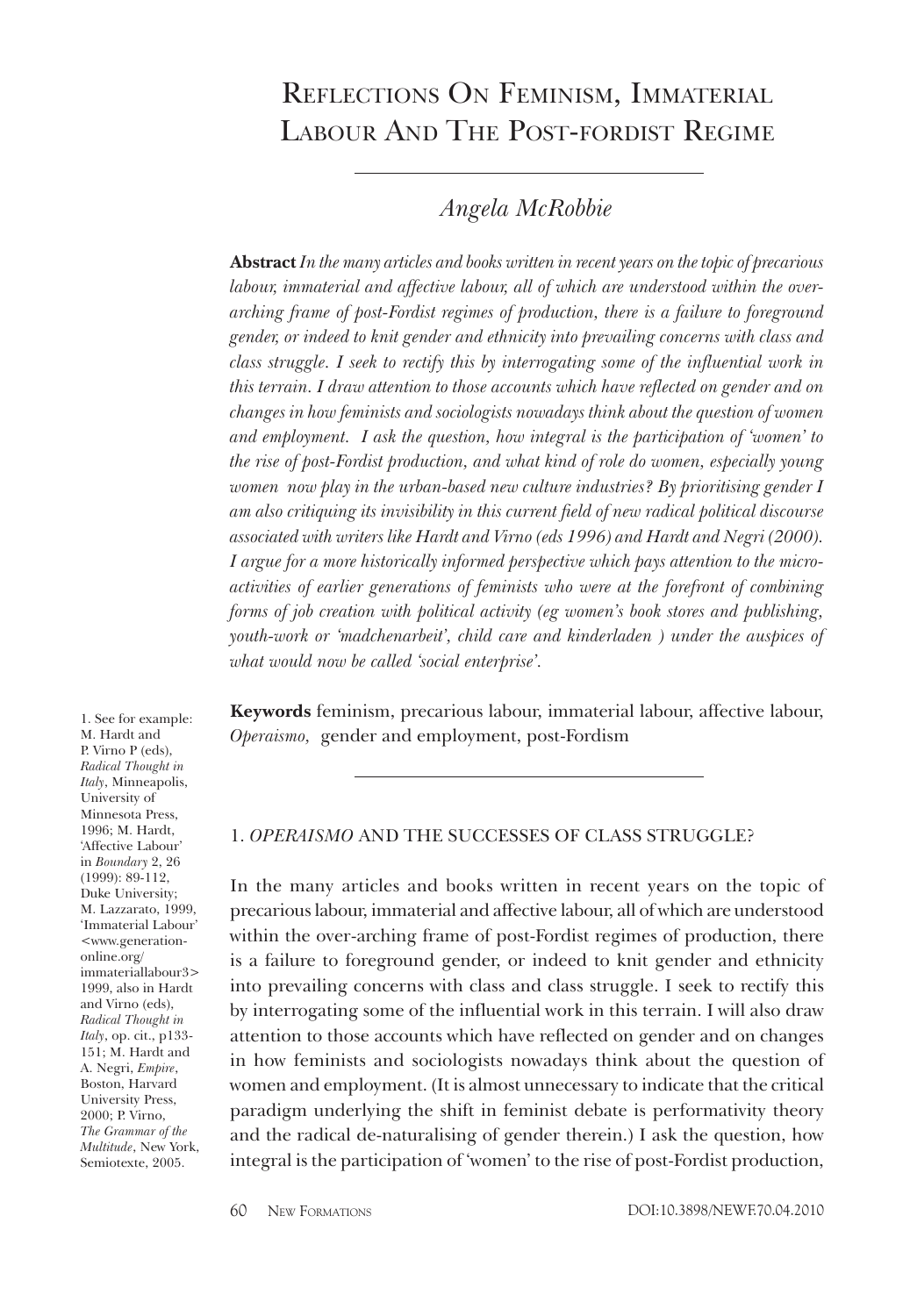# Reflections On Feminism, Immaterial Labour And The Post-fordist Regime

*Angela McRobbie*

**Abstract** *In the many articles and books written in recent years on the topic of precarious labour, immaterial and affective labour, all of which are understood within the over-arching frame of post-Fordist regimes of production, there is a failure to foreground gender, or indeed to knit gender and ethnicity into prevailing concerns with class and class struggle. I seek to rectify this by interrogating some of the influential work in this terrain. I draw attention to those accounts which have reflected on gender and on changes in how feminists and sociologists nowadays think about the question of women and employment. I ask the question, how integral is the participation of 'women' to the rise of post-Fordist production, and what kind of role do women, especially young women now play in the urban-based new culture industries? By prioritising gender I am also critiquing its invisibility in this current field of new radical political discourse associated with writers like Hardt and Virno (eds 1996) and Hardt and Negri (2000). I argue for a more historically informed perspective which pays attention to the micro-activities of earlier generations of feminists who were at the forefront of combining forms of job creation with political activity (eg women's book stores and publishing, youth-work or 'madchenarbeit', child care and kinderladen ) under the auspices of what would now be called 'social enterprise'.*

**Keywords** feminism, precarious labour, immaterial labour, affective labour, *Operaismo*, gender and employment, post-Fordism

## 1. *OPERAISMO* AND THE SUCCESSES OF CLASS STRUGGLE?

In the many articles and books written in recent years on the topic of precarious labour, immaterial and affective labour, all of which are understood within the over-arching frame of post-Fordist regimes of production, there is a failure to foreground gender, or indeed to knit gender and ethnicity into prevailing concerns with class and class struggle. I seek to rectify this by interrogating some of the influential work in this terrain. I will also draw attention to those accounts which have reflected on gender and on changes in how feminists and sociologists nowadays think about the question of women and employment. (It is almost unnecessary to indicate that the critical paradigm underlying the shift in feminist debate is performativity theory and the radical de-naturalising of gender therein.) I ask the question, how integral is the participation of 'women' to the rise of post-Fordist production,

1. See for example: M. Hardt and P. Virno P (eds), *Radical Thought in Italy*, Minneapolis, University of Minnesota Press, 1996; M. Hardt, 'Affective Labour' in *Boundary* 2, 26 (1999): 89-112, Duke University; M. Lazzarato, 1999, 'Immaterial Labour' <www.generation-online.org/immateriallabour3> 1999, also in Hardt and Virno (eds), *Radical Thought in Italy*, op. cit., p133-151; M. Hardt and A. Negri, *Empire*, Boston, Harvard University Press, 2000; P. Virno, *The Grammar of the Multitude*, New York, Semiotexte, 2005.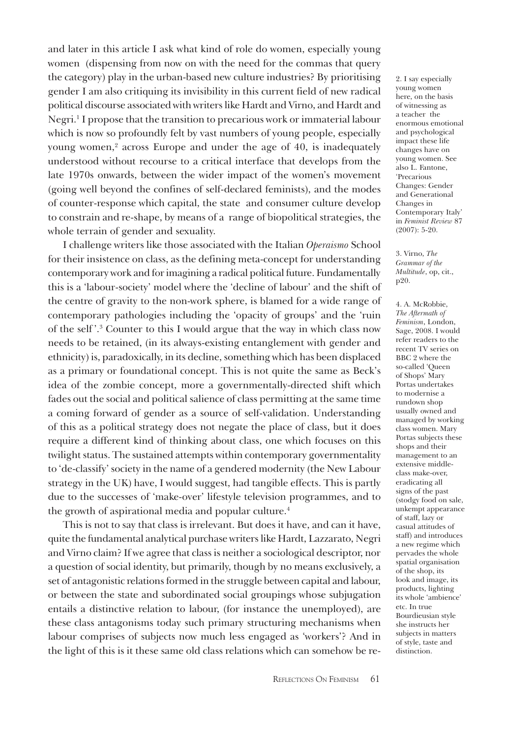and later in this article I ask what kind of role do women, especially young women (dispensing from now on with the need for the commas that query the category) play in the urban-based new culture industries? By prioritising gender I am also critiquing its invisibility in this current field of new radical political discourse associated with writers like Hardt and Virno, and Hardt and Negri.[1] I propose that the transition to precarious work or immaterial labour which is now so profoundly felt by vast numbers of young people, especially young women,[2] across Europe and under the age of 40, is inadequately understood without recourse to a critical interface that develops from the late 1970s onwards, between the wider impact of the women's movement (going well beyond the confines of self-declared feminists), and the modes of counter-response which capital, the state and consumer culture develop to constrain and re-shape, by means of a range of biopolitical strategies, the whole terrain of gender and sexuality.

I challenge writers like those associated with the Italian *Operaismo* School for their insistence on class, as the defining meta-concept for understanding contemporary work and for imagining a radical political future. Fundamentally this is a 'labour-society' model where the 'decline of labour' and the shift of the centre of gravity to the non-work sphere, is blamed for a wide range of contemporary pathologies including the 'opacity of groups' and the 'ruin of the self'.[3] Counter to this I would argue that the way in which class now needs to be retained, (in its always-existing entanglement with gender and ethnicity) is, paradoxically, in its decline, something which has been displaced as a primary or foundational concept. This is not quite the same as Beck's idea of the zombie concept, more a governmentally-directed shift which fades out the social and political salience of class permitting at the same time a coming forward of gender as a source of self-validation. Understanding of this as a political strategy does not negate the place of class, but it does require a different kind of thinking about class, one which focuses on this twilight status. The sustained attempts within contemporary governmentality to 'de-classify' society in the name of a gendered modernity (the New Labour strategy in the UK) have, I would suggest, had tangible effects. This is partly due to the successes of 'make-over' lifestyle television programmes, and to the growth of aspirational media and popular culture.[4]

This is not to say that class is irrelevant. But does it have, and can it have, quite the fundamental analytical purchase writers like Hardt, Lazzarato, Negri and Virno claim? If we agree that class is neither a sociological descriptor, nor a question of social identity, but primarily, though by no means exclusively, a set of antagonistic relations formed in the struggle between capital and labour, or between the state and subordinated social groupings whose subjugation entails a distinctive relation to labour, (for instance the unemployed), are these class antagonisms today such primary structuring mechanisms when labour comprises of subjects now much less engaged as 'workers'? And in the light of this is it these same old class relations which can somehow be re-

2. I say especially young women here, on the basis of witnessing as a teacher the enormous emotional and psychological impact these life changes have on young women. See also L. Fantone, 'Precarious Changes: Gender and Generational Changes in Contemporary Italy' in *Feminist Review* 87 (2007): 5-20.

3. Virno, *The Grammar of the Multitude*, op, cit., p20.

4. A. McRobbie, *The Aftermath of Feminism*, London, Sage, 2008. I would refer readers to the recent TV series on BBC 2 where the so-called 'Queen of Shops' Mary Portas undertakes to modernise a rundown shop usually owned and managed by working class women. Mary Portas subjects these shops and their management to an extensive middle-class make-over, eradicating all signs of the past (stodgy food on sale, unkempt appearance of staff, lazy or casual attitudes of staff) and introduces a new regime which pervades the whole spatial organisation of the shop, its look and image, its products, lighting its whole 'ambience' etc. In true Bourdieusian style she instructs her subjects in matters of style, taste and distinction.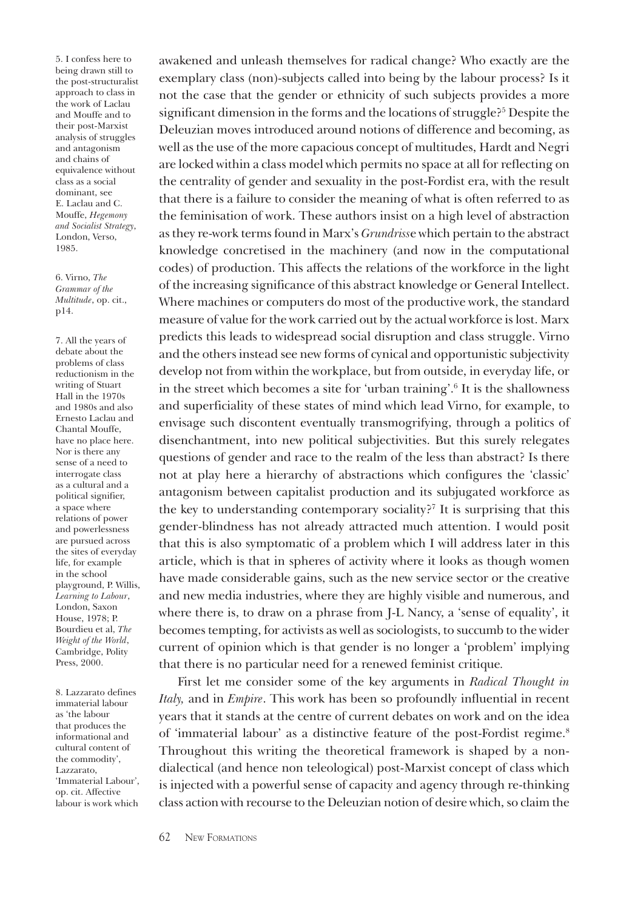awakened and unleash themselves for radical change? Who exactly are the exemplary class (non)-subjects called into being by the labour process? Is it not the case that the gender or ethnicity of such subjects provides a more significant dimension in the forms and the locations of struggle?[5] Despite the Deleuzian moves introduced around notions of difference and becoming, as well as the use of the more capacious concept of multitudes, Hardt and Negri are locked within a class model which permits no space at all for reflecting on the centrality of gender and sexuality in the post-Fordist era, with the result that there is a failure to consider the meaning of what is often referred to as the feminisation of work. These authors insist on a high level of abstraction as they re-work terms found in Marx's *Grundrisse* which pertain to the abstract knowledge concretised in the machinery (and now in the computational codes) of production. This affects the relations of the workforce in the light of the increasing significance of this abstract knowledge or General Intellect. Where machines or computers do most of the productive work, the standard measure of value for the work carried out by the actual workforce is lost. Marx predicts this leads to widespread social disruption and class struggle. Virno and the others instead see new forms of cynical and opportunistic subjectivity develop not from within the workplace, but from outside, in everyday life, or in the street which becomes a site for 'urban training'.[6] It is the shallowness and superficiality of these states of mind which lead Virno, for example, to envisage such discontent eventually transmogrifying, through a politics of disenchantment, into new political subjectivities. But this surely relegates questions of gender and race to the realm of the less than abstract? Is there not at play here a hierarchy of abstractions which configures the 'classic' antagonism between capitalist production and its subjugated workforce as the key to understanding contemporary sociality?[7] It is surprising that this gender-blindness has not already attracted much attention. I would posit that this is also symptomatic of a problem which I will address later in this article, which is that in spheres of activity where it looks as though women have made considerable gains, such as the new service sector or the creative and new media industries, where they are highly visible and numerous, and where there is, to draw on a phrase from J-L Nancy, a 'sense of equality', it becomes tempting, for activists as well as sociologists, to succumb to the wider current of opinion which is that gender is no longer a 'problem' implying that there is no particular need for a renewed feminist critique.

First let me consider some of the key arguments in *Radical Thought in Italy,* and in *Empire*. This work has been so profoundly influential in recent years that it stands at the centre of current debates on work and on the idea of 'immaterial labour' as a distinctive feature of the post-Fordist regime.[8] Throughout this writing the theoretical framework is shaped by a non-dialectical (and hence non teleological) post-Marxist concept of class which is injected with a powerful sense of capacity and agency through re-thinking class action with recourse to the Deleuzian notion of desire which, so claim the

5. I confess here to being drawn still to the post-structuralist approach to class in the work of Laclau and Mouffe and to their post-Marxist analysis of struggles and antagonism and chains of equivalence without class as a social dominant, see E. Laclau and C. Mouffe, *Hegemony and Socialist Strategy*, London, Verso, 1985.

6. Virno, *The Grammar of the Multitude*, op. cit., p14.

7. All the years of debate about the problems of class reductionism in the writing of Stuart Hall in the 1970s and 1980s and also Ernesto Laclau and Chantal Mouffe, have no place here. Nor is there any sense of a need to interrogate class as a cultural and a political signifier, a space where relations of power and powerlessness are pursued across the sites of everyday life, for example in the school playground, P. Willis, *Learning to Labour*, London, Saxon House, 1978; P. Bourdieu et al, *The Weight of the World*, Cambridge, Polity Press, 2000.

8. Lazzarato defines immaterial labour as 'the labour that produces the informational and cultural content of the commodity', Lazzarato, 'Immaterial Labour', op. cit. Affective labour is work which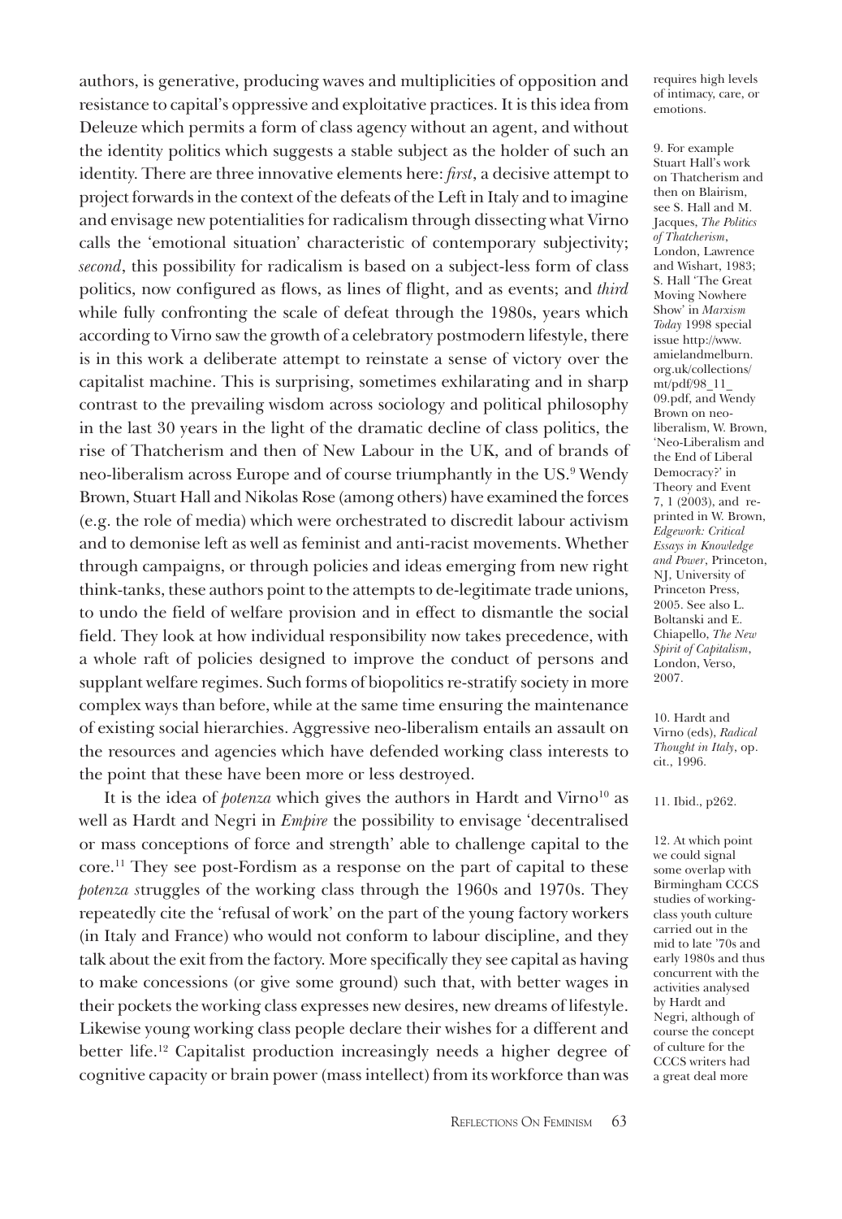authors, is generative, producing waves and multiplicities of opposition and resistance to capital's oppressive and exploitative practices. It is this idea from Deleuze which permits a form of class agency without an agent, and without the identity politics which suggests a stable subject as the holder of such an identity. There are three innovative elements here: *first*, a decisive attempt to project forwards in the context of the defeats of the Left in Italy and to imagine and envisage new potentialities for radicalism through dissecting what Virno calls the 'emotional situation' characteristic of contemporary subjectivity; *second*, this possibility for radicalism is based on a subject-less form of class politics, now configured as flows, as lines of flight, and as events; and *third* while fully confronting the scale of defeat through the 1980s, years which according to Virno saw the growth of a celebratory postmodern lifestyle, there is in this work a deliberate attempt to reinstate a sense of victory over the capitalist machine. This is surprising, sometimes exhilarating and in sharp contrast to the prevailing wisdom across sociology and political philosophy in the last 30 years in the light of the dramatic decline of class politics, the rise of Thatcherism and then of New Labour in the UK, and of brands of neo-liberalism across Europe and of course triumphantly in the US.[9] Wendy Brown, Stuart Hall and Nikolas Rose (among others) have examined the forces (e.g. the role of media) which were orchestrated to discredit labour activism and to demonise left as well as feminist and anti-racist movements. Whether through campaigns, or through policies and ideas emerging from new right think-tanks, these authors point to the attempts to de-legitimate trade unions, to undo the field of welfare provision and in effect to dismantle the social field. They look at how individual responsibility now takes precedence, with a whole raft of policies designed to improve the conduct of persons and supplant welfare regimes. Such forms of biopolitics re-stratify society in more complex ways than before, while at the same time ensuring the maintenance of existing social hierarchies. Aggressive neo-liberalism entails an assault on the resources and agencies which have defended working class interests to the point that these have been more or less destroyed.

It is the idea of *potenza* which gives the authors in Hardt and Virno[10] as well as Hardt and Negri in *Empire* the possibility to envisage 'decentralised or mass conceptions of force and strength' able to challenge capital to the core.[11] They see post-Fordism as a response on the part of capital to these *potenza s*truggles of the working class through the 1960s and 1970s. They repeatedly cite the 'refusal of work' on the part of the young factory workers (in Italy and France) who would not conform to labour discipline, and they talk about the exit from the factory. More specifically they see capital as having to make concessions (or give some ground) such that, with better wages in their pockets the working class expresses new desires, new dreams of lifestyle. Likewise young working class people declare their wishes for a different and better life.[12] Capitalist production increasingly needs a higher degree of cognitive capacity or brain power (mass intellect) from its workforce than was

requires high levels of intimacy, care, or emotions.

9. For example Stuart Hall's work on Thatcherism and then on Blairism, see S. Hall and M. Jacques, *The Politics of Thatcherism*, London, Lawrence and Wishart, 1983; S. Hall 'The Great Moving Nowhere Show' in *Marxism Today* 1998 special issue http://www.amielandmelburn.org.uk/collections/mt/pdf/98_11_09.pdf, and Wendy Brown on neo-liberalism, W. Brown, 'Neo-Liberalism and the End of Liberal Democracy?' in Theory and Event 7, 1 (2003), and reprinted in W. Brown, *Edgework: Critical Essays in Knowledge and Power*, Princeton, NJ, University of Princeton Press, 2005. See also L. Boltanski and E. Chiapello, *The New Spirit of Capitalism*, London, Verso, 2007.

10. Hardt and Virno (eds), *Radical Thought in Italy*, op. cit., 1996.

11. Ibid., p262.

12. At which point we could signal some overlap with Birmingham CCCS studies of working-class youth culture carried out in the mid to late '70s and early 1980s and thus concurrent with the activities analysed by Hardt and Negri, although of course the concept of culture for the CCCS writers had a great deal more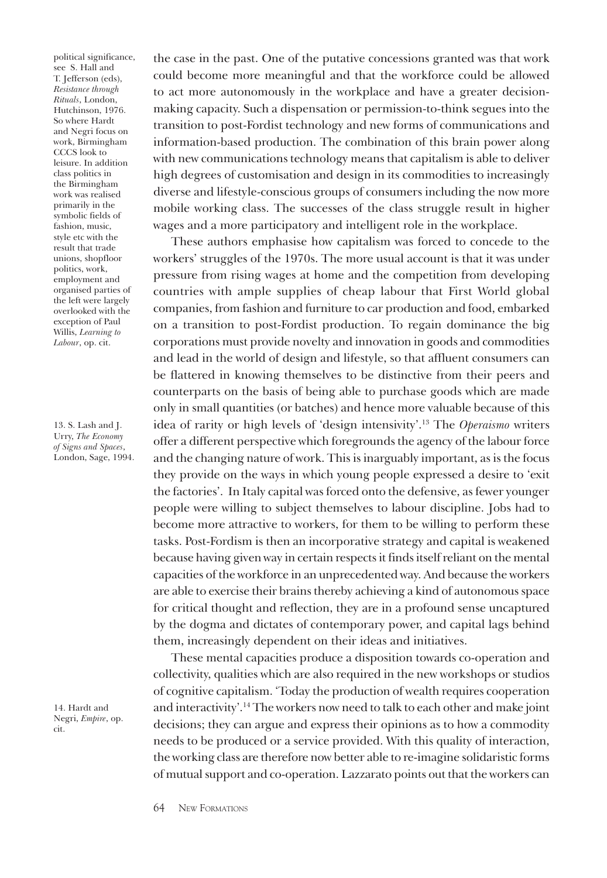the case in the past. One of the putative concessions granted was that work could become more meaningful and that the workforce could be allowed to act more autonomously in the workplace and have a greater decision-making capacity. Such a dispensation or permission-to-think segues into the transition to post-Fordist technology and new forms of communications and information-based production. The combination of this brain power along with new communications technology means that capitalism is able to deliver high degrees of customisation and design in its commodities to increasingly diverse and lifestyle-conscious groups of consumers including the now more mobile working class. The successes of the class struggle result in higher wages and a more participatory and intelligent role in the workplace.

These authors emphasise how capitalism was forced to concede to the workers' struggles of the 1970s. The more usual account is that it was under pressure from rising wages at home and the competition from developing countries with ample supplies of cheap labour that First World global companies, from fashion and furniture to car production and food, embarked on a transition to post-Fordist production. To regain dominance the big corporations must provide novelty and innovation in goods and commodities and lead in the world of design and lifestyle, so that affluent consumers can be flattered in knowing themselves to be distinctive from their peers and counterparts on the basis of being able to purchase goods which are made only in small quantities (or batches) and hence more valuable because of this idea of rarity or high levels of 'design intensivity'.[13] The *Operaismo* writers offer a different perspective which foregrounds the agency of the labour force and the changing nature of work. This is inarguably important, as is the focus they provide on the ways in which young people expressed a desire to 'exit the factories'. In Italy capital was forced onto the defensive, as fewer younger people were willing to subject themselves to labour discipline. Jobs had to become more attractive to workers, for them to be willing to perform these tasks. Post-Fordism is then an incorporative strategy and capital is weakened because having given way in certain respects it finds itself reliant on the mental capacities of the workforce in an unprecedented way. And because the workers are able to exercise their brains thereby achieving a kind of autonomous space for critical thought and reflection, they are in a profound sense uncaptured by the dogma and dictates of contemporary power, and capital lags behind them, increasingly dependent on their ideas and initiatives.

These mental capacities produce a disposition towards co-operation and collectivity, qualities which are also required in the new workshops or studios of cognitive capitalism. 'Today the production of wealth requires cooperation and interactivity'.[14] The workers now need to talk to each other and make joint decisions; they can argue and express their opinions as to how a commodity needs to be produced or a service provided. With this quality of interaction, the working class are therefore now better able to re-imagine solidaristic forms of mutual support and co-operation. Lazzarato points out that the workers can

political significance, see S. Hall and T. Jefferson (eds), *Resistance through Rituals*, London, Hutchinson, 1976. So where Hardt and Negri focus on work, Birmingham CCCS look to leisure. In addition class politics in the Birmingham work was realised primarily in the symbolic fields of fashion, music, style etc with the result that trade unions, shopfloor politics, work, employment and organised parties of the left were largely overlooked with the exception of Paul Willis, *Learning to Labour*, op. cit.

13. S. Lash and J. Urry, *The Economy of Signs and Spaces*, London, Sage, 1994.

14. Hardt and Negri, *Empire*, op. cit.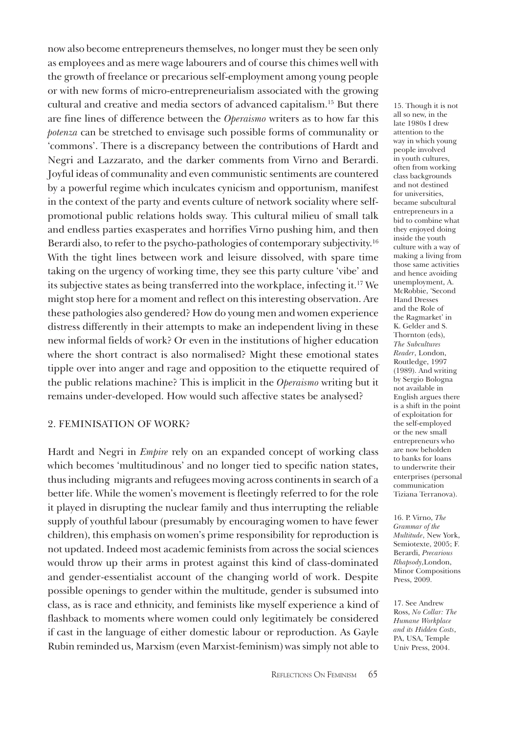now also become entrepreneurs themselves, no longer must they be seen only as employees and as mere wage labourers and of course this chimes well with the growth of freelance or precarious self-employment among young people or with new forms of micro-entrepreneurialism associated with the growing cultural and creative and media sectors of advanced capitalism.[15] But there are fine lines of difference between the *Operaismo* writers as to how far this *potenza* can be stretched to envisage such possible forms of communality or 'commons'. There is a discrepancy between the contributions of Hardt and Negri and Lazzarato, and the darker comments from Virno and Berardi. Joyful ideas of communality and even communistic sentiments are countered by a powerful regime which inculcates cynicism and opportunism, manifest in the context of the party and events culture of network sociality where self-promotional public relations holds sway. This cultural milieu of small talk and endless parties exasperates and horrifies Virno pushing him, and then Berardi also, to refer to the psycho-pathologies of contemporary subjectivity.[16] With the tight lines between work and leisure dissolved, with spare time taking on the urgency of working time, they see this party culture 'vibe' and its subjective states as being transferred into the workplace, infecting it.[17] We might stop here for a moment and reflect on this interesting observation. Are these pathologies also gendered? How do young men and women experience distress differently in their attempts to make an independent living in these new informal fields of work? Or even in the institutions of higher education where the short contract is also normalised? Might these emotional states tipple over into anger and rage and opposition to the etiquette required of the public relations machine? This is implicit in the *Operaismo* writing but it remains under-developed. How would such affective states be analysed?

## 2. FEMINISATION OF WORK?

Hardt and Negri in *Empire* rely on an expanded concept of working class which becomes 'multitudinous' and no longer tied to specific nation states, thus including migrants and refugees moving across continents in search of a better life. While the women's movement is fleetingly referred to for the role it played in disrupting the nuclear family and thus interrupting the reliable supply of youthful labour (presumably by encouraging women to have fewer children), this emphasis on women's prime responsibility for reproduction is not updated. Indeed most academic feminists from across the social sciences would throw up their arms in protest against this kind of class-dominated and gender-essentialist account of the changing world of work. Despite possible openings to gender within the multitude, gender is subsumed into class, as is race and ethnicity, and feminists like myself experience a kind of flashback to moments where women could only legitimately be considered if cast in the language of either domestic labour or reproduction. As Gayle Rubin reminded us, Marxism (even Marxist-feminism) was simply not able to

15. Though it is not all so new, in the late 1980s I drew attention to the way in which young people involved in youth cultures, often from working class backgrounds and not destined for universities, became subcultural entrepreneurs in a bid to combine what they enjoyed doing inside the youth culture with a way of making a living from those same activities and hence avoiding unemployment, A. McRobbie, 'Second Hand Dresses and the Role of the Ragmarket' in K. Gelder and S. Thornton (eds), *The Subcultures Reader*, London, Routledge, 1997 (1989). And writing by Sergio Bologna not available in English argues there is a shift in the point of exploitation for the self-employed or the new small entrepreneurs who are now beholden to banks for loans to underwrite their enterprises (personal communication Tiziana Terranova).

16. P. Virno, *The Grammar of the Multitude*, New York, Semiotexte, 2005; F. Berardi, *Precarious Rhapsody*, London, Minor Compositions Press, 2009.

17. See Andrew Ross, *No Collar: The Humane Workplace and its Hidden Costs*, PA, USA, Temple Univ Press, 2004.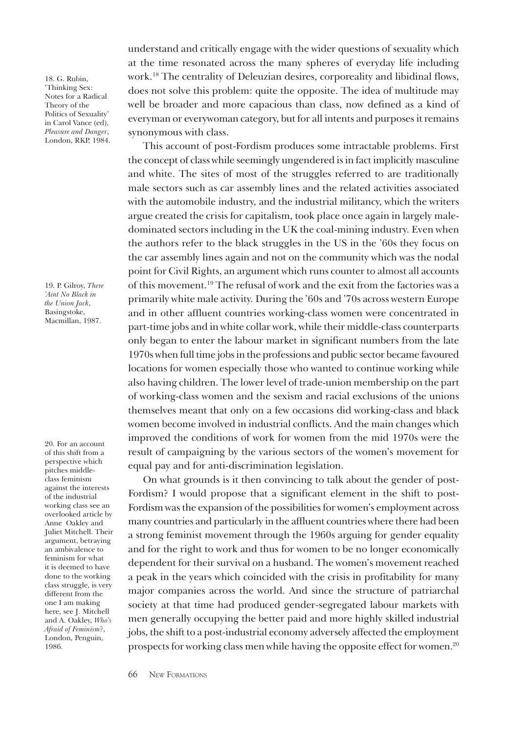understand and critically engage with the wider questions of sexuality which at the time resonated across the many spheres of everyday life including work.[18] The centrality of Deleuzian desires, corporeality and libidinal flows, does not solve this problem: quite the opposite. The idea of multitude may well be broader and more capacious than class, now defined as a kind of everyman or everywoman category, but for all intents and purposes it remains synonymous with class.

This account of post-Fordism produces some intractable problems. First the concept of class while seemingly ungendered is in fact implicitly masculine and white. The sites of most of the struggles referred to are traditionally male sectors such as car assembly lines and the related activities associated with the automobile industry, and the industrial militancy, which the writers argue created the crisis for capitalism, took place once again in largely male-dominated sectors including in the UK the coal-mining industry. Even when the authors refer to the black struggles in the US in the '60s they focus on the car assembly lines again and not on the community which was the nodal point for Civil Rights, an argument which runs counter to almost all accounts of this movement.[19] The refusal of work and the exit from the factories was a primarily white male activity. During the '60s and '70s across western Europe and in other affluent countries working-class women were concentrated in part-time jobs and in white collar work, while their middle-class counterparts only began to enter the labour market in significant numbers from the late 1970s when full time jobs in the professions and public sector became favoured locations for women especially those who wanted to continue working while also having children. The lower level of trade-union membership on the part of working-class women and the sexism and racial exclusions of the unions themselves meant that only on a few occasions did working-class and black women become involved in industrial conflicts. And the main changes which improved the conditions of work for women from the mid 1970s were the result of campaigning by the various sectors of the women's movement for equal pay and for anti-discrimination legislation.

On what grounds is it then convincing to talk about the gender of post-Fordism? I would propose that a significant element in the shift to post-Fordism was the expansion of the possibilities for women's employment across many countries and particularly in the affluent countries where there had been a strong feminist movement through the 1960s arguing for gender equality and for the right to work and thus for women to be no longer economically dependent for their survival on a husband. The women's movement reached a peak in the years which coincided with the crisis in profitability for many major companies across the world. And since the structure of patriarchal society at that time had produced gender-segregated labour markets with men generally occupying the better paid and more highly skilled industrial jobs, the shift to a post-industrial economy adversely affected the employment prospects for working class men while having the opposite effect for women.[20]

---

18. G. Rubin, 'Thinking Sex: Notes for a Radical Theory of the Politics of Sexuality' in Carol Vance (ed), *Pleasure and Danger*, London, RKP, 1984.

19. P. Gilroy, *There 'Aint No Black in the Union Jack*, Basingstoke, Macmillan, 1987.

20. For an account of this shift from a perspective which pitches middle-class feminism against the interests of the industrial working class see an overlooked article by Anne Oakley and Juliet Mitchell. Their argument, betraying an ambivalence to feminism for what it is deemed to have done to the working class struggle, is very different from the one I am making here, see J. Mitchell and A. Oakley, *Who's Afraid of Feminism?*, London, Penguin, 1986.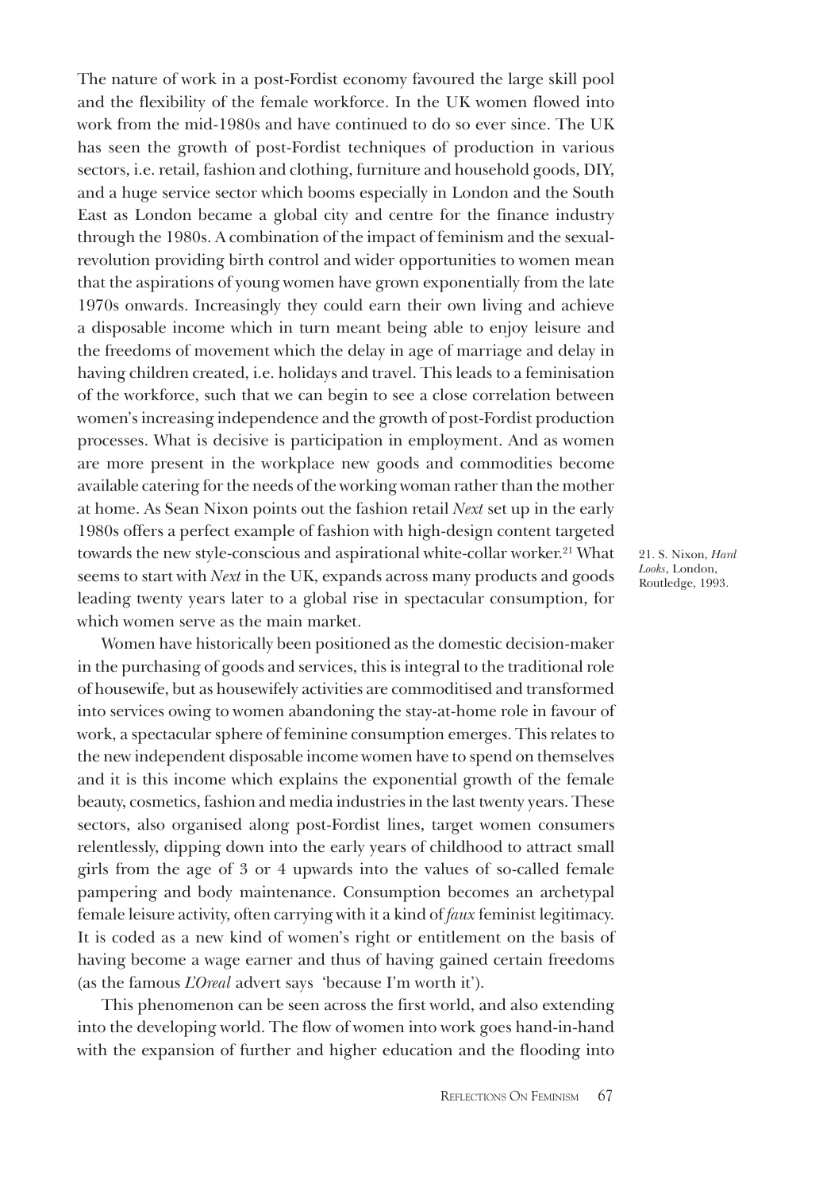The nature of work in a post-Fordist economy favoured the large skill pool and the flexibility of the female workforce. In the UK women flowed into work from the mid-1980s and have continued to do so ever since. The UK has seen the growth of post-Fordist techniques of production in various sectors, i.e. retail, fashion and clothing, furniture and household goods, DIY, and a huge service sector which booms especially in London and the South East as London became a global city and centre for the finance industry through the 1980s. A combination of the impact of feminism and the sexual-revolution providing birth control and wider opportunities to women mean that the aspirations of young women have grown exponentially from the late 1970s onwards. Increasingly they could earn their own living and achieve a disposable income which in turn meant being able to enjoy leisure and the freedoms of movement which the delay in age of marriage and delay in having children created, i.e. holidays and travel. This leads to a feminisation of the workforce, such that we can begin to see a close correlation between women's increasing independence and the growth of post-Fordist production processes. What is decisive is participation in employment. And as women are more present in the workplace new goods and commodities become available catering for the needs of the working woman rather than the mother at home. As Sean Nixon points out the fashion retail *Next* set up in the early 1980s offers a perfect example of fashion with high-design content targeted towards the new style-conscious and aspirational white-collar worker.[21] What seems to start with *Next* in the UK, expands across many products and goods leading twenty years later to a global rise in spectacular consumption, for which women serve as the main market.

Women have historically been positioned as the domestic decision-maker in the purchasing of goods and services, this is integral to the traditional role of housewife, but as housewifely activities are commoditised and transformed into services owing to women abandoning the stay-at-home role in favour of work, a spectacular sphere of feminine consumption emerges. This relates to the new independent disposable income women have to spend on themselves and it is this income which explains the exponential growth of the female beauty, cosmetics, fashion and media industries in the last twenty years. These sectors, also organised along post-Fordist lines, target women consumers relentlessly, dipping down into the early years of childhood to attract small girls from the age of 3 or 4 upwards into the values of so-called female pampering and body maintenance. Consumption becomes an archetypal female leisure activity, often carrying with it a kind of *faux* feminist legitimacy. It is coded as a new kind of women's right or entitlement on the basis of having become a wage earner and thus of having gained certain freedoms (as the famous *L'Oreal* advert says 'because I'm worth it').

This phenomenon can be seen across the first world, and also extending into the developing world. The flow of women into work goes hand-in-hand with the expansion of further and higher education and the flooding into

21. S. Nixon, *Hard Looks*, London, Routledge, 1993.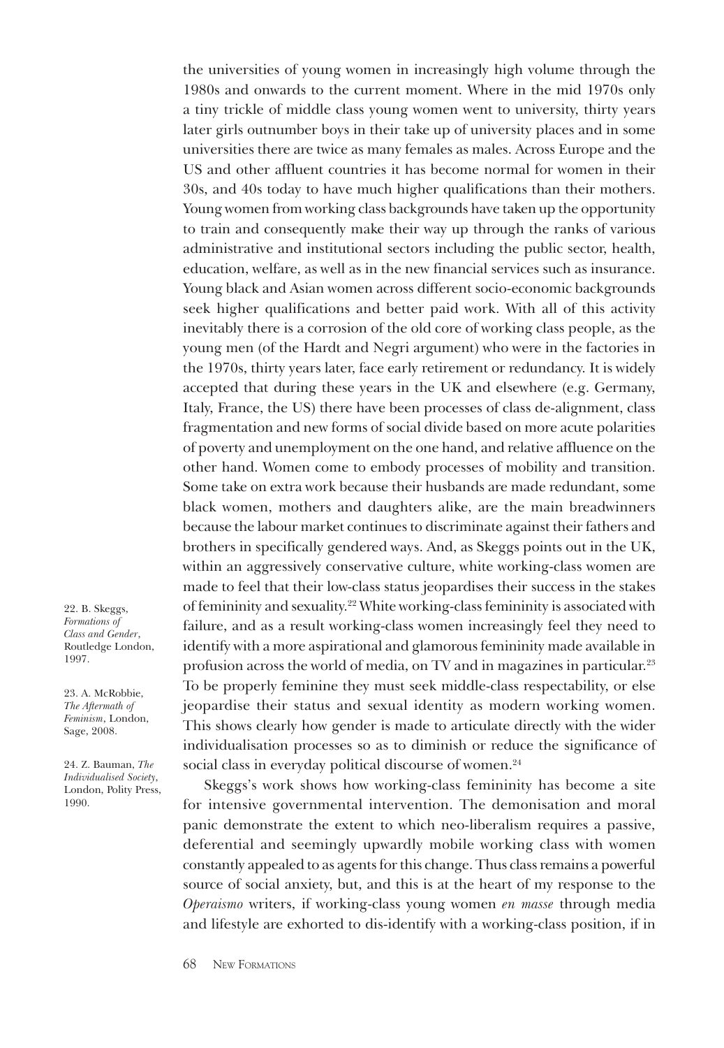the universities of young women in increasingly high volume through the 1980s and onwards to the current moment. Where in the mid 1970s only a tiny trickle of middle class young women went to university, thirty years later girls outnumber boys in their take up of university places and in some universities there are twice as many females as males. Across Europe and the US and other affluent countries it has become normal for women in their 30s, and 40s today to have much higher qualifications than their mothers. Young women from working class backgrounds have taken up the opportunity to train and consequently make their way up through the ranks of various administrative and institutional sectors including the public sector, health, education, welfare, as well as in the new financial services such as insurance. Young black and Asian women across different socio-economic backgrounds seek higher qualifications and better paid work. With all of this activity inevitably there is a corrosion of the old core of working class people, as the young men (of the Hardt and Negri argument) who were in the factories in the 1970s, thirty years later, face early retirement or redundancy. It is widely accepted that during these years in the UK and elsewhere (e.g. Germany, Italy, France, the US) there have been processes of class de-alignment, class fragmentation and new forms of social divide based on more acute polarities of poverty and unemployment on the one hand, and relative affluence on the other hand. Women come to embody processes of mobility and transition. Some take on extra work because their husbands are made redundant, some black women, mothers and daughters alike, are the main breadwinners because the labour market continues to discriminate against their fathers and brothers in specifically gendered ways. And, as Skeggs points out in the UK, within an aggressively conservative culture, white working-class women are made to feel that their low-class status jeopardises their success in the stakes of femininity and sexuality.[22] White working-class femininity is associated with failure, and as a result working-class women increasingly feel they need to identify with a more aspirational and glamorous femininity made available in profusion across the world of media, on TV and in magazines in particular.[23] To be properly feminine they must seek middle-class respectability, or else jeopardise their status and sexual identity as modern working women. This shows clearly how gender is made to articulate directly with the wider individualisation processes so as to diminish or reduce the significance of social class in everyday political discourse of women.[24]

Skeggs's work shows how working-class femininity has become a site for intensive governmental intervention. The demonisation and moral panic demonstrate the extent to which neo-liberalism requires a passive, deferential and seemingly upwardly mobile working class with women constantly appealed to as agents for this change. Thus class remains a powerful source of social anxiety, but, and this is at the heart of my response to the *Operaismo* writers, if working-class young women *en masse* through media and lifestyle are exhorted to dis-identify with a working-class position, if in

22. B. Skeggs, *Formations of Class and Gender*, Routledge London, 1997.

23. A. McRobbie, *The Aftermath of Feminism*, London, Sage, 2008.

24. Z. Bauman, *The Individualised Society*, London, Polity Press, 1990.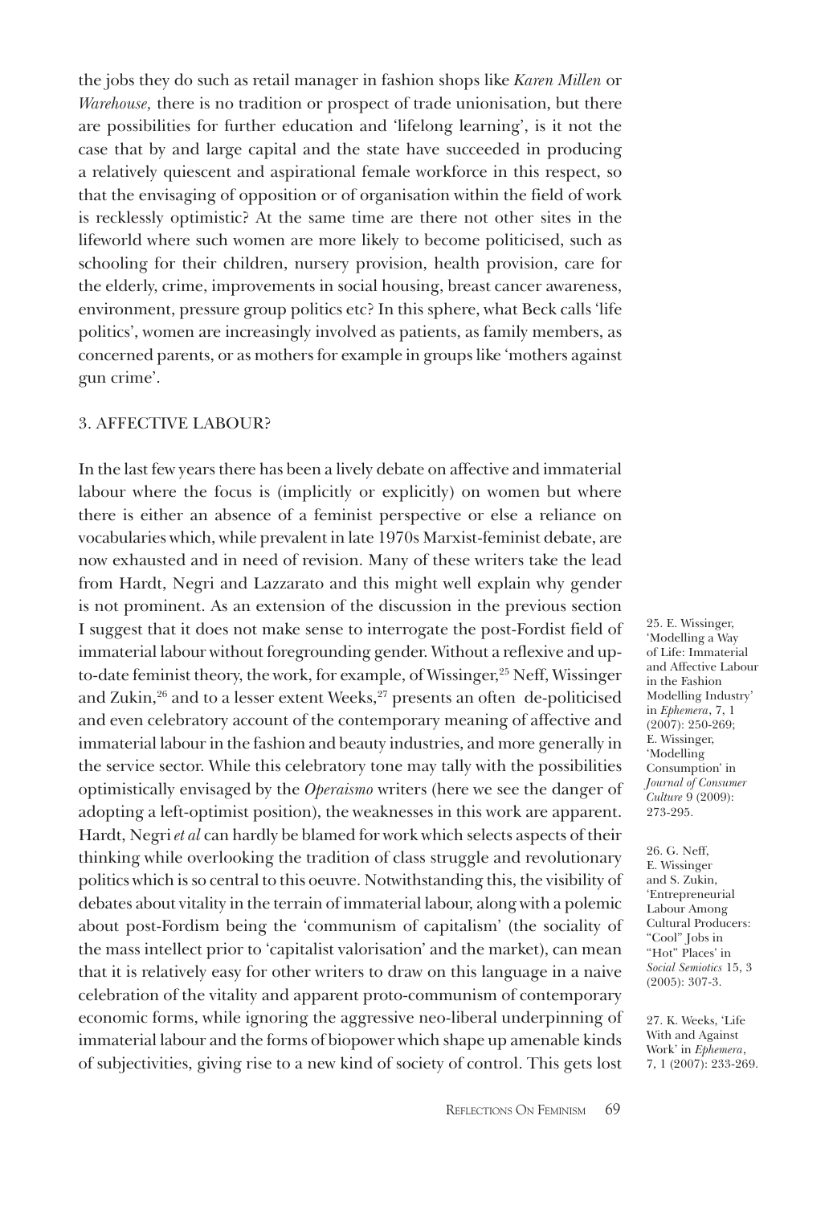the jobs they do such as retail manager in fashion shops like *Karen Millen* or *Warehouse,* there is no tradition or prospect of trade unionisation, but there are possibilities for further education and 'lifelong learning', is it not the case that by and large capital and the state have succeeded in producing a relatively quiescent and aspirational female workforce in this respect, so that the envisaging of opposition or of organisation within the field of work is recklessly optimistic? At the same time are there not other sites in the lifeworld where such women are more likely to become politicised, such as schooling for their children, nursery provision, health provision, care for the elderly, crime, improvements in social housing, breast cancer awareness, environment, pressure group politics etc? In this sphere, what Beck calls 'life politics', women are increasingly involved as patients, as family members, as concerned parents, or as mothers for example in groups like 'mothers against gun crime'.

## 3. AFFECTIVE LABOUR?

In the last few years there has been a lively debate on affective and immaterial labour where the focus is (implicitly or explicitly) on women but where there is either an absence of a feminist perspective or else a reliance on vocabularies which, while prevalent in late 1970s Marxist-feminist debate, are now exhausted and in need of revision. Many of these writers take the lead from Hardt, Negri and Lazzarato and this might well explain why gender is not prominent. As an extension of the discussion in the previous section I suggest that it does not make sense to interrogate the post-Fordist field of immaterial labour without foregrounding gender. Without a reflexive and up-to-date feminist theory, the work, for example, of Wissinger,[25] Neff, Wissinger and Zukin,[26] and to a lesser extent Weeks,[27] presents an often de-politicised and even celebratory account of the contemporary meaning of affective and immaterial labour in the fashion and beauty industries, and more generally in the service sector. While this celebratory tone may tally with the possibilities optimistically envisaged by the *Operaismo* writers (here we see the danger of adopting a left-optimist position), the weaknesses in this work are apparent. Hardt, Negri *et al* can hardly be blamed for work which selects aspects of their thinking while overlooking the tradition of class struggle and revolutionary politics which is so central to this oeuvre. Notwithstanding this, the visibility of debates about vitality in the terrain of immaterial labour, along with a polemic about post-Fordism being the 'communism of capitalism' (the sociality of the mass intellect prior to 'capitalist valorisation' and the market), can mean that it is relatively easy for other writers to draw on this language in a naive celebration of the vitality and apparent proto-communism of contemporary economic forms, while ignoring the aggressive neo-liberal underpinning of immaterial labour and the forms of biopower which shape up amenable kinds of subjectivities, giving rise to a new kind of society of control. This gets lost

25. E. Wissinger, 'Modelling a Way of Life: Immaterial and Affective Labour in the Fashion Modelling Industry' in *Ephemera*, 7, 1 (2007): 250-269; E. Wissinger, 'Modelling Consumption' in *Journal of Consumer Culture* 9 (2009): 273-295.

26. G. Neff, E. Wissinger and S. Zukin, 'Entrepreneurial Labour Among Cultural Producers: "Cool" Jobs in "Hot" Places' in *Social Semiotics* 15, 3 (2005): 307-3.

27. K. Weeks, 'Life With and Against Work' in *Ephemera*, 7, 1 (2007): 233-269.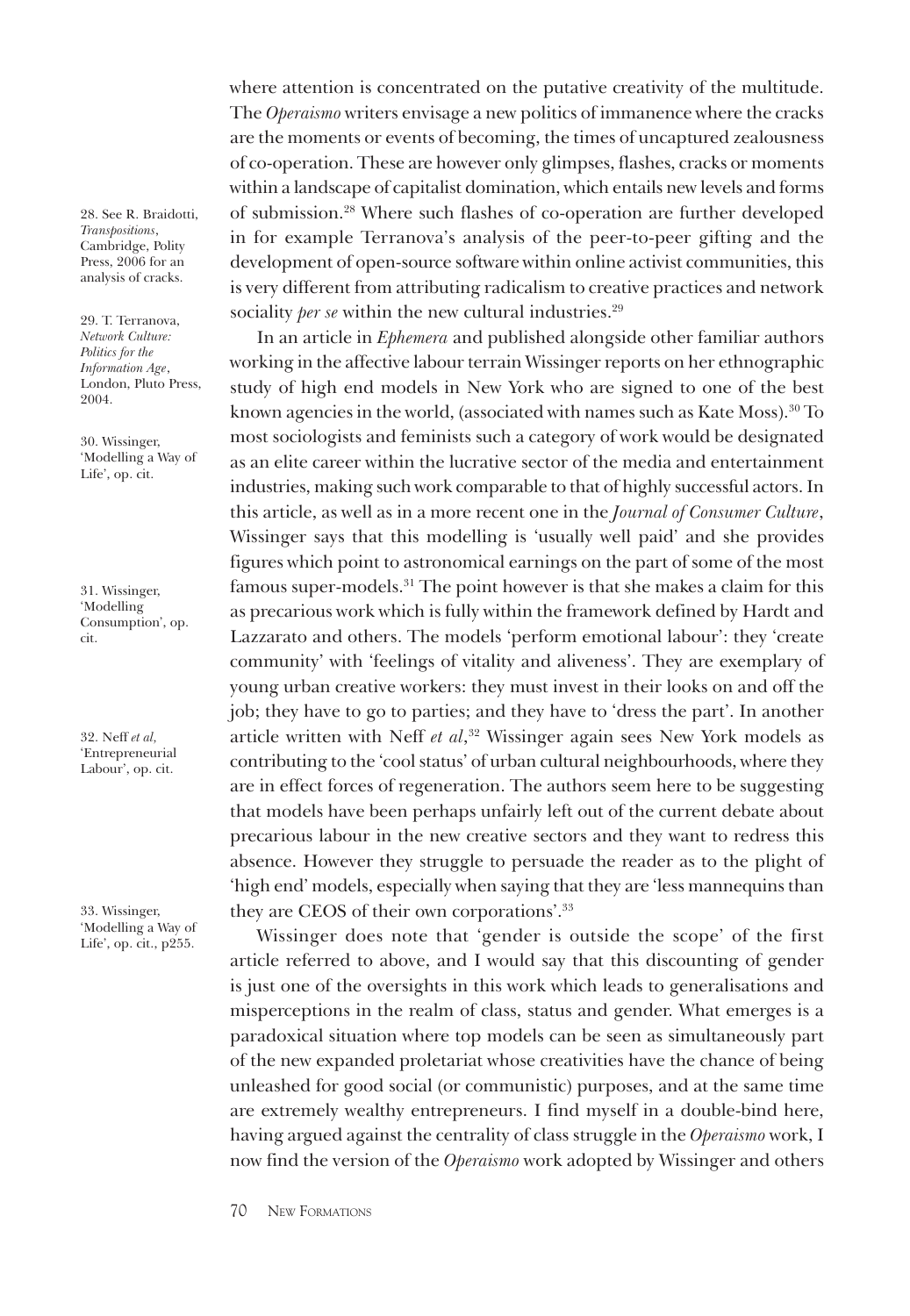where attention is concentrated on the putative creativity of the multitude. The *Operaismo* writers envisage a new politics of immanence where the cracks are the moments or events of becoming, the times of uncaptured zealousness of co-operation. These are however only glimpses, flashes, cracks or moments within a landscape of capitalist domination, which entails new levels and forms of submission.[28] Where such flashes of co-operation are further developed in for example Terranova's analysis of the peer-to-peer gifting and the development of open-source software within online activist communities, this is very different from attributing radicalism to creative practices and network sociality *per se* within the new cultural industries.[29]

In an article in *Ephemera* and published alongside other familiar authors working in the affective labour terrain Wissinger reports on her ethnographic study of high end models in New York who are signed to one of the best known agencies in the world, (associated with names such as Kate Moss).[30] To most sociologists and feminists such a category of work would be designated as an elite career within the lucrative sector of the media and entertainment industries, making such work comparable to that of highly successful actors. In this article, as well as in a more recent one in the *Journal of Consumer Culture*, Wissinger says that this modelling is 'usually well paid' and she provides figures which point to astronomical earnings on the part of some of the most famous super-models.[31] The point however is that she makes a claim for this as precarious work which is fully within the framework defined by Hardt and Lazzarato and others. The models 'perform emotional labour': they 'create community' with 'feelings of vitality and aliveness'. They are exemplary of young urban creative workers: they must invest in their looks on and off the job; they have to go to parties; and they have to 'dress the part'. In another article written with Neff *et al*,[32] Wissinger again sees New York models as contributing to the 'cool status' of urban cultural neighbourhoods, where they are in effect forces of regeneration. The authors seem here to be suggesting that models have been perhaps unfairly left out of the current debate about precarious labour in the new creative sectors and they want to redress this absence. However they struggle to persuade the reader as to the plight of 'high end' models, especially when saying that they are 'less mannequins than they are CEOS of their own corporations'.[33]

Wissinger does note that 'gender is outside the scope' of the first article referred to above, and I would say that this discounting of gender is just one of the oversights in this work which leads to generalisations and misperceptions in the realm of class, status and gender. What emerges is a paradoxical situation where top models can be seen as simultaneously part of the new expanded proletariat whose creativities have the chance of being unleashed for good social (or communistic) purposes, and at the same time are extremely wealthy entrepreneurs. I find myself in a double-bind here, having argued against the centrality of class struggle in the *Operaismo* work, I now find the version of the *Operaismo* work adopted by Wissinger and others

28. See R. Braidotti, *Transpositions*, Cambridge, Polity Press, 2006 for an analysis of cracks.

29. T. Terranova, *Network Culture: Politics for the Information Age*, London, Pluto Press, 2004.

30. Wissinger, 'Modelling a Way of Life', op. cit.

31. Wissinger, 'Modelling Consumption', op. cit.

32. Neff *et al*, 'Entrepreneurial Labour', op. cit.

33. Wissinger, 'Modelling a Way of Life', op. cit., p255.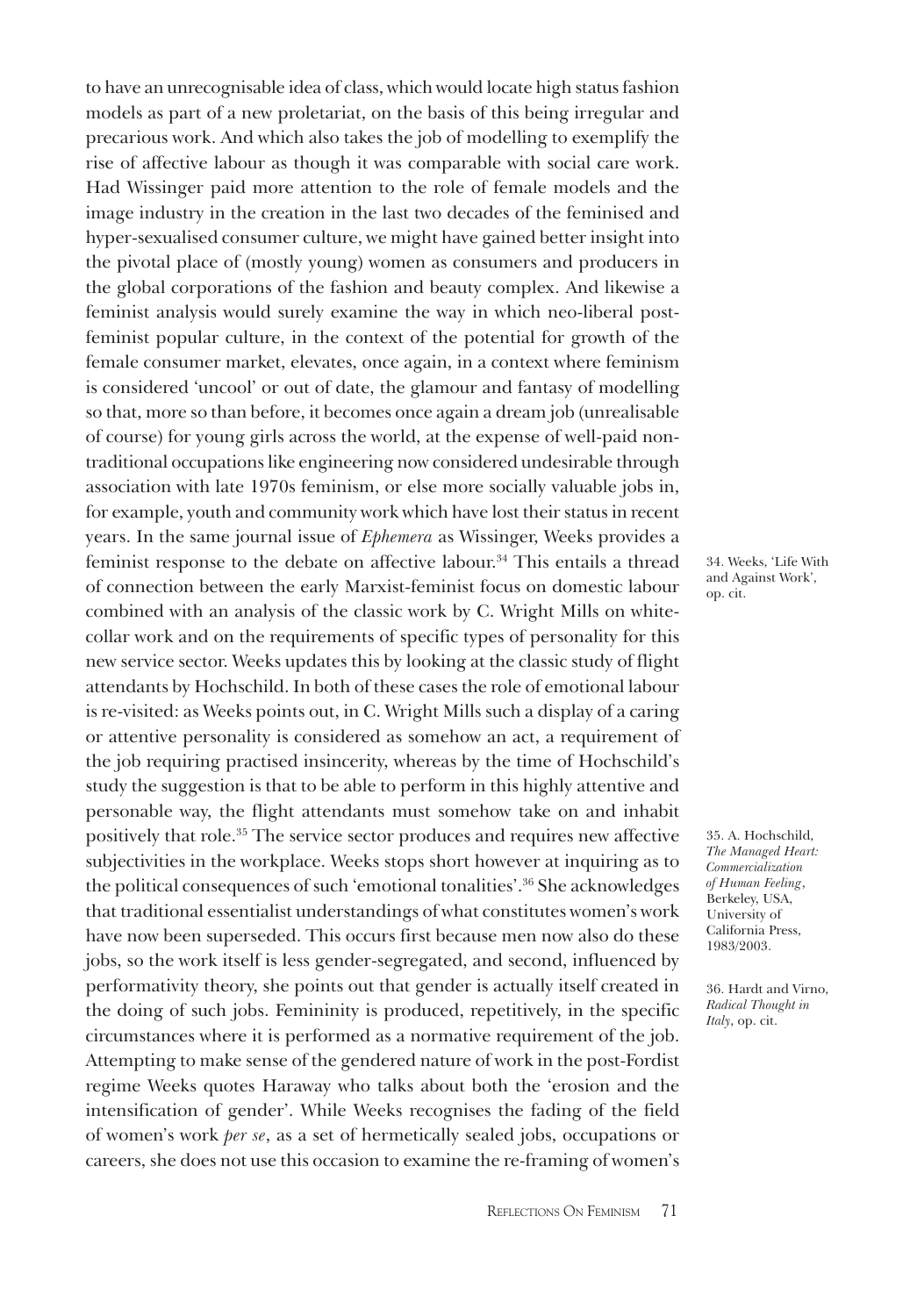to have an unrecognisable idea of class, which would locate high status fashion models as part of a new proletariat, on the basis of this being irregular and precarious work. And which also takes the job of modelling to exemplify the rise of affective labour as though it was comparable with social care work. Had Wissinger paid more attention to the role of female models and the image industry in the creation in the last two decades of the feminised and hyper-sexualised consumer culture, we might have gained better insight into the pivotal place of (mostly young) women as consumers and producers in the global corporations of the fashion and beauty complex. And likewise a feminist analysis would surely examine the way in which neo-liberal post-feminist popular culture, in the context of the potential for growth of the female consumer market, elevates, once again, in a context where feminism is considered 'uncool' or out of date, the glamour and fantasy of modelling so that, more so than before, it becomes once again a dream job (unrealisable of course) for young girls across the world, at the expense of well-paid non-traditional occupations like engineering now considered undesirable through association with late 1970s feminism, or else more socially valuable jobs in, for example, youth and community work which have lost their status in recent years. In the same journal issue of *Ephemera* as Wissinger, Weeks provides a feminist response to the debate on affective labour.[34] This entails a thread of connection between the early Marxist-feminist focus on domestic labour combined with an analysis of the classic work by C. Wright Mills on white-collar work and on the requirements of specific types of personality for this new service sector. Weeks updates this by looking at the classic study of flight attendants by Hochschild. In both of these cases the role of emotional labour is re-visited: as Weeks points out, in C. Wright Mills such a display of a caring or attentive personality is considered as somehow an act, a requirement of the job requiring practised insincerity, whereas by the time of Hochschild's study the suggestion is that to be able to perform in this highly attentive and personable way, the flight attendants must somehow take on and inhabit positively that role.[35] The service sector produces and requires new affective subjectivities in the workplace. Weeks stops short however at inquiring as to the political consequences of such 'emotional tonalities'.[36] She acknowledges that traditional essentialist understandings of what constitutes women's work have now been superseded. This occurs first because men now also do these jobs, so the work itself is less gender-segregated, and second, influenced by performativity theory, she points out that gender is actually itself created in the doing of such jobs. Femininity is produced, repetitively, in the specific circumstances where it is performed as a normative requirement of the job. Attempting to make sense of the gendered nature of work in the post-Fordist regime Weeks quotes Haraway who talks about both the 'erosion and the intensification of gender'. While Weeks recognises the fading of the field of women's work *per se*, as a set of hermetically sealed jobs, occupations or careers, she does not use this occasion to examine the re-framing of women's

34. Weeks, 'Life With and Against Work', op. cit.

35. A. Hochschild, *The Managed Heart: Commercialization of Human Feeling*, Berkeley, USA, University of California Press, 1983/2003.

36. Hardt and Virno, *Radical Thought in Italy*, op. cit.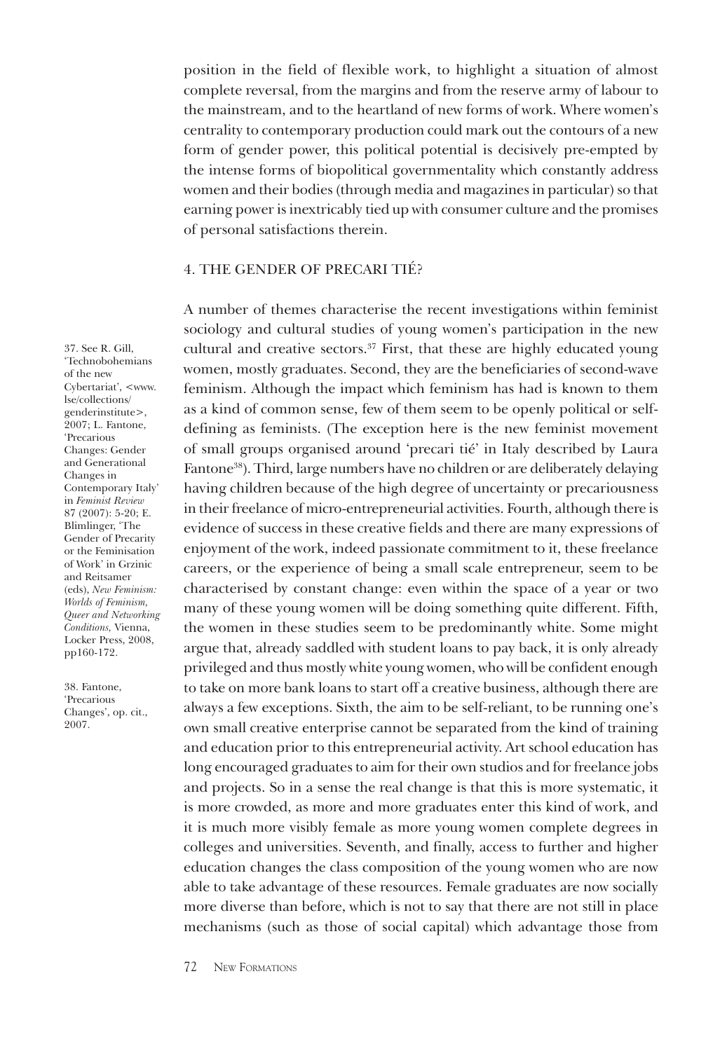position in the field of flexible work, to highlight a situation of almost complete reversal, from the margins and from the reserve army of labour to the mainstream, and to the heartland of new forms of work. Where women's centrality to contemporary production could mark out the contours of a new form of gender power, this political potential is decisively pre-empted by the intense forms of biopolitical governmentality which constantly address women and their bodies (through media and magazines in particular) so that earning power is inextricably tied up with consumer culture and the promises of personal satisfactions therein.

## 4. THE GENDER OF PRECARI TIÉ?

A number of themes characterise the recent investigations within feminist sociology and cultural studies of young women's participation in the new cultural and creative sectors.[37] First, that these are highly educated young women, mostly graduates. Second, they are the beneficiaries of second-wave feminism. Although the impact which feminism has had is known to them as a kind of common sense, few of them seem to be openly political or self-defining as feminists. (The exception here is the new feminist movement of small groups organised around 'precari tié' in Italy described by Laura Fantone[38]). Third, large numbers have no children or are deliberately delaying having children because of the high degree of uncertainty or precariousness in their freelance of micro-entrepreneurial activities. Fourth, although there is evidence of success in these creative fields and there are many expressions of enjoyment of the work, indeed passionate commitment to it, these freelance careers, or the experience of being a small scale entrepreneur, seem to be characterised by constant change: even within the space of a year or two many of these young women will be doing something quite different. Fifth, the women in these studies seem to be predominantly white. Some might argue that, already saddled with student loans to pay back, it is only already privileged and thus mostly white young women, who will be confident enough to take on more bank loans to start off a creative business, although there are always a few exceptions. Sixth, the aim to be self-reliant, to be running one's own small creative enterprise cannot be separated from the kind of training and education prior to this entrepreneurial activity. Art school education has long encouraged graduates to aim for their own studios and for freelance jobs and projects. So in a sense the real change is that this is more systematic, it is more crowded, as more and more graduates enter this kind of work, and it is much more visibly female as more young women complete degrees in colleges and universities. Seventh, and finally, access to further and higher education changes the class composition of the young women who are now able to take advantage of these resources. Female graduates are now socially more diverse than before, which is not to say that there are not still in place mechanisms (such as those of social capital) which advantage those from

37. See R. Gill, 'Technobohemians of the new Cybertariat', <www.lse/collections/genderinstitute>, 2007; L. Fantone, 'Precarious Changes: Gender and Generational Changes in Contemporary Italy' in *Feminist Review* 87 (2007): 5-20; E. Blimlinger, 'The Gender of Precarity or the Feminisation of Work' in Grzinic and Reitsamer (eds), *New Feminism: Worlds of Feminism, Queer and Networking Conditions,* Vienna, Locker Press, 2008, pp160-172.

38. Fantone, 'Precarious Changes', op. cit., 2007.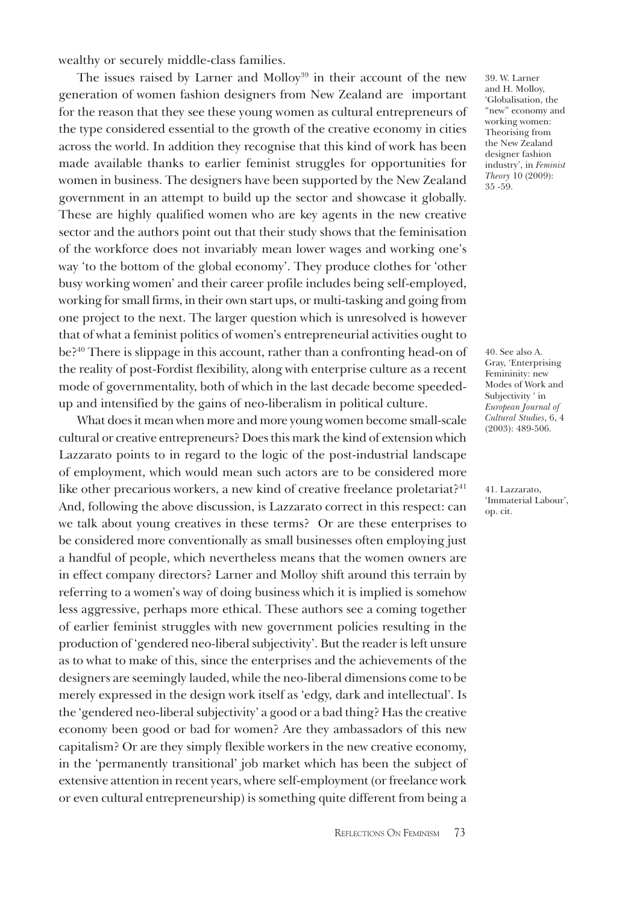wealthy or securely middle-class families.

The issues raised by Larner and Molloy[39] in their account of the new generation of women fashion designers from New Zealand are important for the reason that they see these young women as cultural entrepreneurs of the type considered essential to the growth of the creative economy in cities across the world. In addition they recognise that this kind of work has been made available thanks to earlier feminist struggles for opportunities for women in business. The designers have been supported by the New Zealand government in an attempt to build up the sector and showcase it globally. These are highly qualified women who are key agents in the new creative sector and the authors point out that their study shows that the feminisation of the workforce does not invariably mean lower wages and working one's way 'to the bottom of the global economy'. They produce clothes for 'other busy working women' and their career profile includes being self-employed, working for small firms, in their own start ups, or multi-tasking and going from one project to the next. The larger question which is unresolved is however that of what a feminist politics of women's entrepreneurial activities ought to be?[40] There is slippage in this account, rather than a confronting head-on of the reality of post-Fordist flexibility, along with enterprise culture as a recent mode of governmentality, both of which in the last decade become speeded-up and intensified by the gains of neo-liberalism in political culture.

What does it mean when more and more young women become small-scale cultural or creative entrepreneurs? Does this mark the kind of extension which Lazzarato points to in regard to the logic of the post-industrial landscape of employment, which would mean such actors are to be considered more like other precarious workers, a new kind of creative freelance proletariat?[41] And, following the above discussion, is Lazzarato correct in this respect: can we talk about young creatives in these terms? Or are these enterprises to be considered more conventionally as small businesses often employing just a handful of people, which nevertheless means that the women owners are in effect company directors? Larner and Molloy shift around this terrain by referring to a women's way of doing business which it is implied is somehow less aggressive, perhaps more ethical. These authors see a coming together of earlier feminist struggles with new government policies resulting in the production of 'gendered neo-liberal subjectivity'. But the reader is left unsure as to what to make of this, since the enterprises and the achievements of the designers are seemingly lauded, while the neo-liberal dimensions come to be merely expressed in the design work itself as 'edgy, dark and intellectual'. Is the 'gendered neo-liberal subjectivity' a good or a bad thing? Has the creative economy been good or bad for women? Are they ambassadors of this new capitalism? Or are they simply flexible workers in the new creative economy, in the 'permanently transitional' job market which has been the subject of extensive attention in recent years, where self-employment (or freelance work or even cultural entrepreneurship) is something quite different from being a

39. W. Larner and H. Molloy, 'Globalisation, the "new" economy and working women: Theorising from the New Zealand designer fashion industry', in *Feminist Theory* 10 (2009): 35 -59.

40. See also A. Gray, 'Enterprising Femininity: new Modes of Work and Subjectivity ' in *European Journal of Cultural Studies*, 6, 4 (2003): 489-506.

41. Lazzarato, 'Immaterial Labour', op. cit.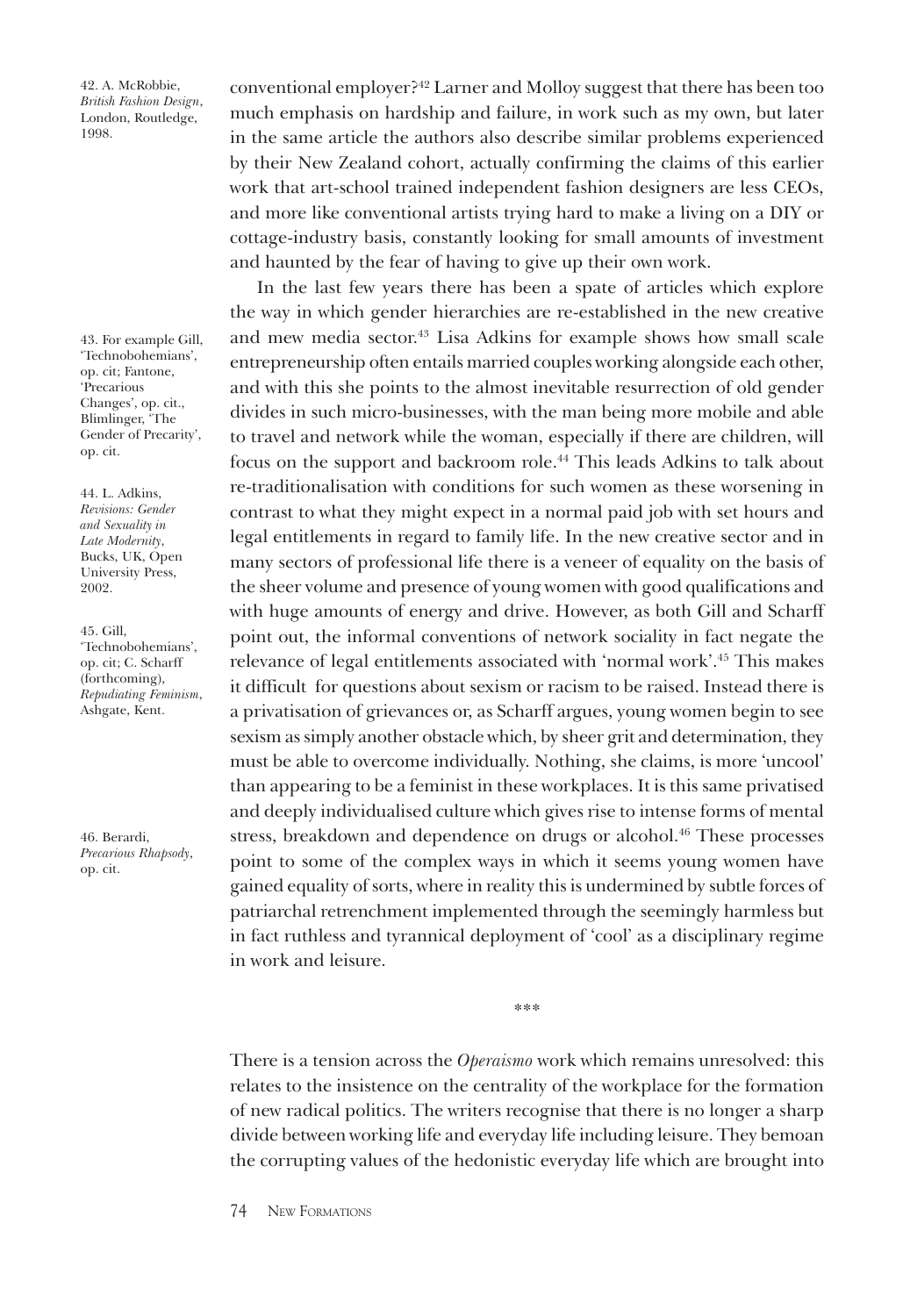conventional employer?[42] Larner and Molloy suggest that there has been too much emphasis on hardship and failure, in work such as my own, but later in the same article the authors also describe similar problems experienced by their New Zealand cohort, actually confirming the claims of this earlier work that art-school trained independent fashion designers are less CEOs, and more like conventional artists trying hard to make a living on a DIY or cottage-industry basis, constantly looking for small amounts of investment and haunted by the fear of having to give up their own work.

In the last few years there has been a spate of articles which explore the way in which gender hierarchies are re-established in the new creative and mew media sector.[43] Lisa Adkins for example shows how small scale entrepreneurship often entails married couples working alongside each other, and with this she points to the almost inevitable resurrection of old gender divides in such micro-businesses, with the man being more mobile and able to travel and network while the woman, especially if there are children, will focus on the support and backroom role.[44] This leads Adkins to talk about re-traditionalisation with conditions for such women as these worsening in contrast to what they might expect in a normal paid job with set hours and legal entitlements in regard to family life. In the new creative sector and in many sectors of professional life there is a veneer of equality on the basis of the sheer volume and presence of young women with good qualifications and with huge amounts of energy and drive. However, as both Gill and Scharff point out, the informal conventions of network sociality in fact negate the relevance of legal entitlements associated with 'normal work'.[45] This makes it difficult for questions about sexism or racism to be raised. Instead there is a privatisation of grievances or, as Scharff argues, young women begin to see sexism as simply another obstacle which, by sheer grit and determination, they must be able to overcome individually. Nothing, she claims, is more 'uncool' than appearing to be a feminist in these workplaces. It is this same privatised and deeply individualised culture which gives rise to intense forms of mental stress, breakdown and dependence on drugs or alcohol.[46] These processes point to some of the complex ways in which it seems young women have gained equality of sorts, where in reality this is undermined by subtle forces of patriarchal retrenchment implemented through the seemingly harmless but in fact ruthless and tyrannical deployment of 'cool' as a disciplinary regime in work and leisure.

42. A. McRobbie, *British Fashion Design*, London, Routledge, 1998.

43. For example Gill, 'Technobohemians', op. cit; Fantone, 'Precarious Changes', op. cit., Blimlinger, 'The Gender of Precarity', op. cit.

44. L. Adkins, *Revisions: Gender and Sexuality in Late Modernity*, Bucks, UK, Open University Press, 2002.

45. Gill, 'Technobohemians', op. cit; C. Scharff (forthcoming), *Repudiating Feminism*, Ashgate, Kent.

46. Berardi, *Precarious Rhapsody*, op. cit.

***

There is a tension across the *Operaismo* work which remains unresolved: this relates to the insistence on the centrality of the workplace for the formation of new radical politics. The writers recognise that there is no longer a sharp divide between working life and everyday life including leisure. They bemoan the corrupting values of the hedonistic everyday life which are brought into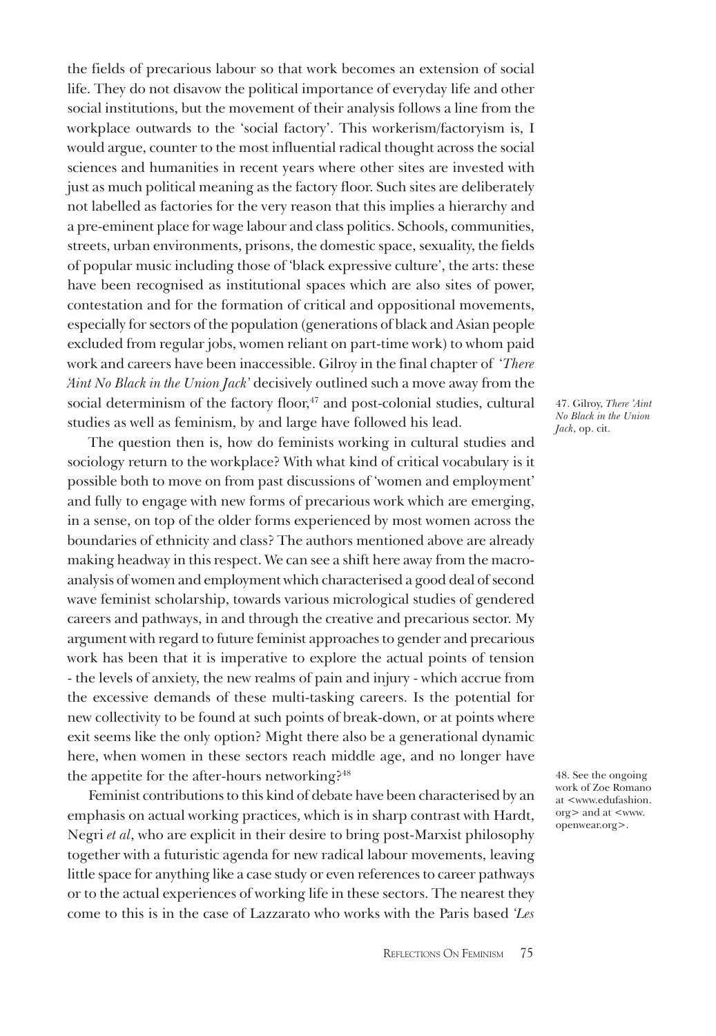the fields of precarious labour so that work becomes an extension of social life. They do not disavow the political importance of everyday life and other social institutions, but the movement of their analysis follows a line from the workplace outwards to the 'social factory'. This workerism/factoryism is, I would argue, counter to the most influential radical thought across the social sciences and humanities in recent years where other sites are invested with just as much political meaning as the factory floor. Such sites are deliberately not labelled as factories for the very reason that this implies a hierarchy and a pre-eminent place for wage labour and class politics. Schools, communities, streets, urban environments, prisons, the domestic space, sexuality, the fields of popular music including those of 'black expressive culture', the arts: these have been recognised as institutional spaces which are also sites of power, contestation and for the formation of critical and oppositional movements, especially for sectors of the population (generations of black and Asian people excluded from regular jobs, women reliant on part-time work) to whom paid work and careers have been inaccessible. Gilroy in the final chapter of *'There 'Aint No Black in the Union Jack'* decisively outlined such a move away from the social determinism of the factory floor,[47] and post-colonial studies, cultural studies as well as feminism, by and large have followed his lead.

The question then is, how do feminists working in cultural studies and sociology return to the workplace? With what kind of critical vocabulary is it possible both to move on from past discussions of 'women and employment' and fully to engage with new forms of precarious work which are emerging, in a sense, on top of the older forms experienced by most women across the boundaries of ethnicity and class? The authors mentioned above are already making headway in this respect. We can see a shift here away from the macro-analysis of women and employment which characterised a good deal of second wave feminist scholarship, towards various micrological studies of gendered careers and pathways, in and through the creative and precarious sector. My argument with regard to future feminist approaches to gender and precarious work has been that it is imperative to explore the actual points of tension - the levels of anxiety, the new realms of pain and injury - which accrue from the excessive demands of these multi-tasking careers. Is the potential for new collectivity to be found at such points of break-down, or at points where exit seems like the only option? Might there also be a generational dynamic here, when women in these sectors reach middle age, and no longer have the appetite for the after-hours networking?[48]

Feminist contributions to this kind of debate have been characterised by an emphasis on actual working practices, which is in sharp contrast with Hardt, Negri *et al*, who are explicit in their desire to bring post-Marxist philosophy together with a futuristic agenda for new radical labour movements, leaving little space for anything like a case study or even references to career pathways or to the actual experiences of working life in these sectors. The nearest they come to this is in the case of Lazzarato who works with the Paris based *'Les*

47. Gilroy, *There 'Aint No Black in the Union Jack*, op. cit.

48. See the ongoing work of Zoe Romano at <www.edufashion.org> and at <www.openwear.org>.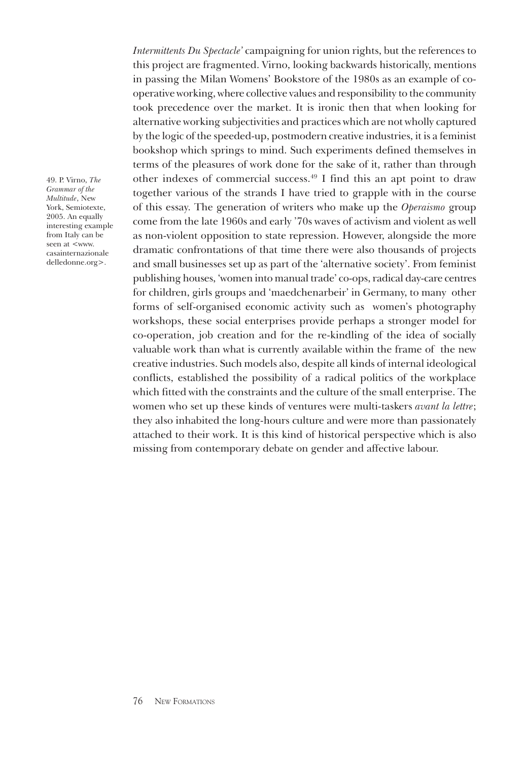*Intermittents Du Spectacle*' campaigning for union rights, but the references to this project are fragmented. Virno, looking backwards historically, mentions in passing the Milan Womens' Bookstore of the 1980s as an example of co-operative working, where collective values and responsibility to the community took precedence over the market. It is ironic then that when looking for alternative working subjectivities and practices which are not wholly captured by the logic of the speeded-up, postmodern creative industries, it is a feminist bookshop which springs to mind. Such experiments defined themselves in terms of the pleasures of work done for the sake of it, rather than through other indexes of commercial success.[49] I find this an apt point to draw together various of the strands I have tried to grapple with in the course of this essay. The generation of writers who make up the *Operaismo* group come from the late 1960s and early '70s waves of activism and violent as well as non-violent opposition to state repression. However, alongside the more dramatic confrontations of that time there were also thousands of projects and small businesses set up as part of the 'alternative society'. From feminist publishing houses, 'women into manual trade' co-ops, radical day-care centres for children, girls groups and 'maedchenarbeir' in Germany, to many other forms of self-organised economic activity such as women's photography workshops, these social enterprises provide perhaps a stronger model for co-operation, job creation and for the re-kindling of the idea of socially valuable work than what is currently available within the frame of the new creative industries. Such models also, despite all kinds of internal ideological conflicts, established the possibility of a radical politics of the workplace which fitted with the constraints and the culture of the small enterprise. The women who set up these kinds of ventures were multi-taskers *avant la lettre*; they also inhabited the long-hours culture and were more than passionately attached to their work. It is this kind of historical perspective which is also missing from contemporary debate on gender and affective labour.

49. P. Virno, *The Grammar of the Multitude*, New York, Semiotexte, 2005. An equally interesting example from Italy can be seen at <www.casainternazionaledelledonne.org>.